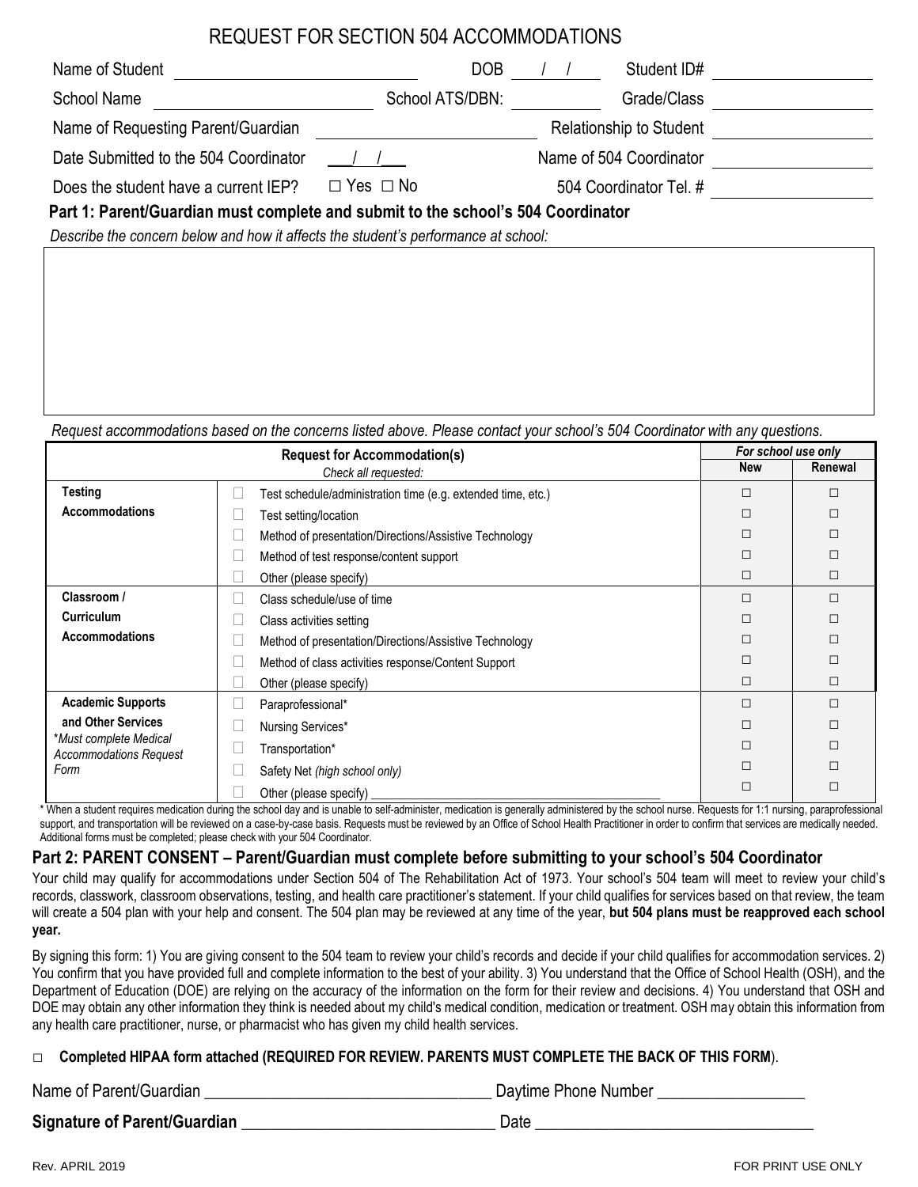# REQUEST FOR SECTION 504 ACCOMMODATIONS

Name of Student ______________________ DOB ___/___/___ Student ID# ______________

School Name ______________________ School ATS/DBN: __________ Grade/Class ______________

Name of Requesting Parent/Guardian ______________________ Relationship to Student ______________

Date Submitted to the 504 Coordinator ___/___/___ Name of 504 Coordinator ______________

Does the student have a current IEP? ☐ Yes ☐ No 504 Coordinator Tel. # ______________

**Part 1: Parent/Guardian must complete and submit to the school's 504 Coordinator**

*Describe the concern below and how it affects the student's performance at school:*

*Request accommodations based on the concerns listed above. Please contact your school's 504 Coordinator with any questions.*

| **Request for Accommodation(s)** *Check all requested:* | | *For school use only* | |
|---|---|---|---|
| | | **New** | **Renewal** |
| **Testing Accommodations** | ☐ Test schedule/administration time (e.g. extended time, etc.) | ☐ | ☐ |
| | ☐ Test setting/location | ☐ | ☐ |
| | ☐ Method of presentation/Directions/Assistive Technology | ☐ | ☐ |
| | ☐ Method of test response/content support | ☐ | ☐ |
| | ☐ Other (please specify) | ☐ | ☐ |
| **Classroom / Curriculum Accommodations** | ☐ Class schedule/use of time | ☐ | ☐ |
| | ☐ Class activities setting | ☐ | ☐ |
| | ☐ Method of presentation/Directions/Assistive Technology | ☐ | ☐ |
| | ☐ Method of class activities response/Content Support | ☐ | ☐ |
| | ☐ Other (please specify) | ☐ | ☐ |
| **Academic Supports and Other Services** *\*Must complete Medical Accommodations Request Form* | ☐ Paraprofessional* | ☐ | ☐ |
| | ☐ Nursing Services* | ☐ | ☐ |
| | ☐ Transportation* | ☐ | ☐ |
| | ☐ Safety Net *(high school only)* | ☐ | ☐ |
| | ☐ Other (please specify) ______________ | ☐ | ☐ |

\* When a student requires medication during the school day and is unable to self-administer, medication is generally administered by the school nurse. Requests for 1:1 nursing, paraprofessional support, and transportation will be reviewed on a case-by-case basis. Requests must be reviewed by an Office of School Health Practitioner in order to confirm that services are medically needed. Additional forms must be completed; please check with your 504 Coordinator.

## Part 2: PARENT CONSENT – Parent/Guardian must complete before submitting to your school's 504 Coordinator

Your child may qualify for accommodations under Section 504 of The Rehabilitation Act of 1973. Your school's 504 team will meet to review your child's records, classwork, classroom observations, testing, and health care practitioner's statement. If your child qualifies for services based on that review, the team will create a 504 plan with your help and consent. The 504 plan may be reviewed at any time of the year, **but 504 plans must be reapproved each school year.**

By signing this form: 1) You are giving consent to the 504 team to review your child's records and decide if your child qualifies for accommodation services. 2) You confirm that you have provided full and complete information to the best of your ability. 3) You understand that the Office of School Health (OSH), and the Department of Education (DOE) are relying on the accuracy of the information on the form for their review and decisions. 4) You understand that OSH and DOE may obtain any other information they think is needed about my child's medical condition, medication or treatment. OSH may obtain this information from any health care practitioner, nurse, or pharmacist who has given my child health services.

☐ **Completed HIPAA form attached (REQUIRED FOR REVIEW. PARENTS MUST COMPLETE THE BACK OF THIS FORM**).

Name of Parent/Guardian ______________________ Daytime Phone Number ______________

**Signature of Parent/Guardian** ______________________ Date ______________

Rev. APRIL 2019 FOR PRINT USE ONLY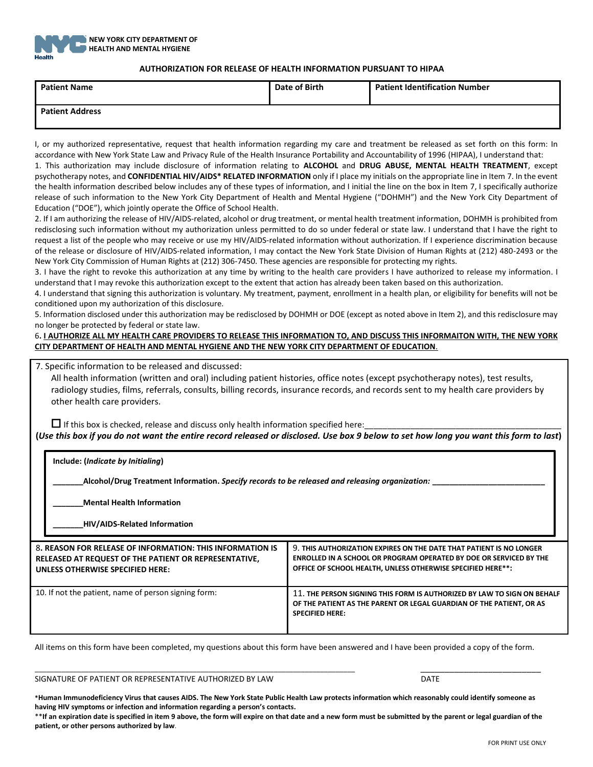NEW YORK CITY DEPARTMENT OF HEALTH AND MENTAL HYGIENE

## AUTHORIZATION FOR RELEASE OF HEALTH INFORMATION PURSUANT TO HIPAA

| Patient Name | Date of Birth | Patient Identification Number |
|---|---|---|
| **Patient Address** | | |

I, or my authorized representative, request that health information regarding my care and treatment be released as set forth on this form: In accordance with New York State Law and Privacy Rule of the Health Insurance Portability and Accountability of 1996 (HIPAA), I understand that:

1. This authorization may include disclosure of information relating to **ALCOHOL** and **DRUG ABUSE, MENTAL HEALTH TREATMENT**, except psychotherapy notes, and **CONFIDENTIAL HIV/AIDS* RELATED INFORMATION** only if I place my initials on the appropriate line in Item 7. In the event the health information described below includes any of these types of information, and I initial the line on the box in Item 7, I specifically authorize release of such information to the New York City Department of Health and Mental Hygiene ("DOHMH") and the New York City Department of Education ("DOE"), which jointly operate the Office of School Health.
2. If I am authorizing the release of HIV/AIDS-related, alcohol or drug treatment, or mental health treatment information, DOHMH is prohibited from redisclosing such information without my authorization unless permitted to do so under federal or state law. I understand that I have the right to request a list of the people who may receive or use my HIV/AIDS-related information without authorization. If I experience discrimination because of the release or disclosure of HIV/AIDS-related information, I may contact the New York State Division of Human Rights at (212) 480-2493 or the New York City Commission of Human Rights at (212) 306-7450. These agencies are responsible for protecting my rights.
3. I have the right to revoke this authorization at any time by writing to the health care providers I have authorized to release my information. I understand that I may revoke this authorization except to the extent that action has already been taken based on this authorization.
4. I understand that signing this authorization is voluntary. My treatment, payment, enrollment in a health plan, or eligibility for benefits will not be conditioned upon my authorization of this disclosure.
5. Information disclosed under this authorization may be redisclosed by DOHMH or DOE (except as noted above in Item 2), and this redisclosure may no longer be protected by federal or state law.
6. **I AUTHORIZE ALL MY HEALTH CARE PROVIDERS TO RELEASE THIS INFORMATION TO, AND DISCUSS THIS INFORMAITON WITH, THE NEW YORK CITY DEPARTMENT OF HEALTH AND MENTAL HYGIENE AND THE NEW YORK CITY DEPARTMENT OF EDUCATION**.

7. Specific information to be released and discussed:

All health information (written and oral) including patient histories, office notes (except psychotherapy notes), test results, radiology studies, films, referrals, consults, billing records, insurance records, and records sent to my health care providers by other health care providers.

☐ If this box is checked, release and discuss only health information specified here:___________________________________________

**(*Use this box if you do not want the entire record released or disclosed. Use box 9 below to set how long you want this form to last*)**

**Include: (*Indicate by Initialing*)**

_______**Alcohol/Drug Treatment Information.** ***Specify records to be released and releasing organization:*** _________________________

_______**Mental Health Information**

_______**HIV/AIDS-Related Information**

| | |
|---|---|
| 8. **REASON FOR RELEASE OF INFORMATION: THIS INFORMATION IS RELEASED AT REQUEST OF THE PATIENT OR REPRESENTATIVE, UNLESS OTHERWISE SPECIFIED HERE:** | 9. **THIS AUTHORIZATION EXPIRES ON THE DATE THAT PATIENT IS NO LONGER ENROLLED IN A SCHOOL OR PROGRAM OPERATED BY DOE OR SERVICED BY THE OFFICE OF SCHOOL HEALTH, UNLESS OTHERWISE SPECIFIED HERE**:** |
| 10. If not the patient, name of person signing form: | 11. **THE PERSON SIGNING THIS FORM IS AUTHORIZED BY LAW TO SIGN ON BEHALF OF THE PATIENT AS THE PARENT OR LEGAL GUARDIAN OF THE PATIENT, OR AS SPECIFIED HERE:** |

All items on this form have been completed, my questions about this form have been answered and I have been provided a copy of the form.

_____________________________________________________________________________ ____________________________

SIGNATURE OF PATIENT OR REPRESENTATIVE AUTHORIZED BY LAW DATE

**\*Human Immunodeficiency Virus that causes AIDS. The New York State Public Health Law protects information which reasonably could identify someone as having HIV symptoms or infection and information regarding a person's contacts.**

**\*\*If an expiration date is specified in item 9 above, the form will expire on that date and a new form must be submitted by the parent or legal guardian of the patient, or other persons authorized by law**.

FOR PRINT USE ONLY